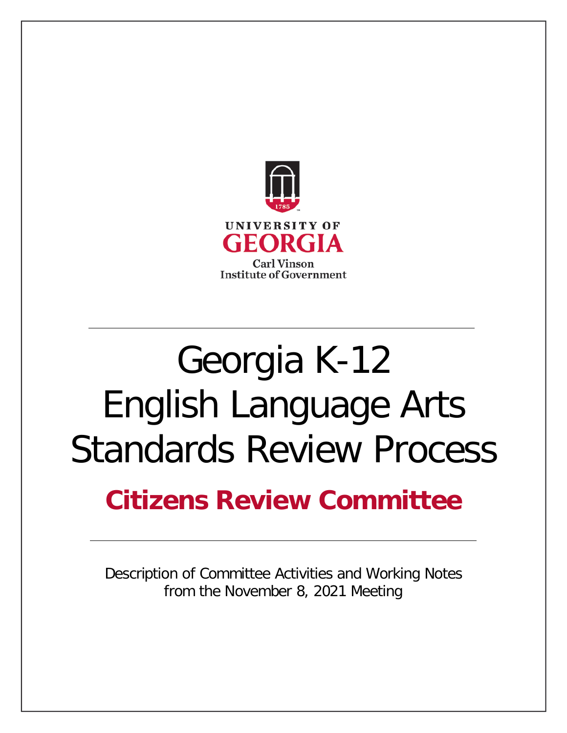UNIVERSITY OF
GEORGIA
Carl Vinson
Institute of Government

# Georgia K-12 English Language Arts Standards Review Process

## Citizens Review Committee

Description of Committee Activities and Working Notes from the November 8, 2021 Meeting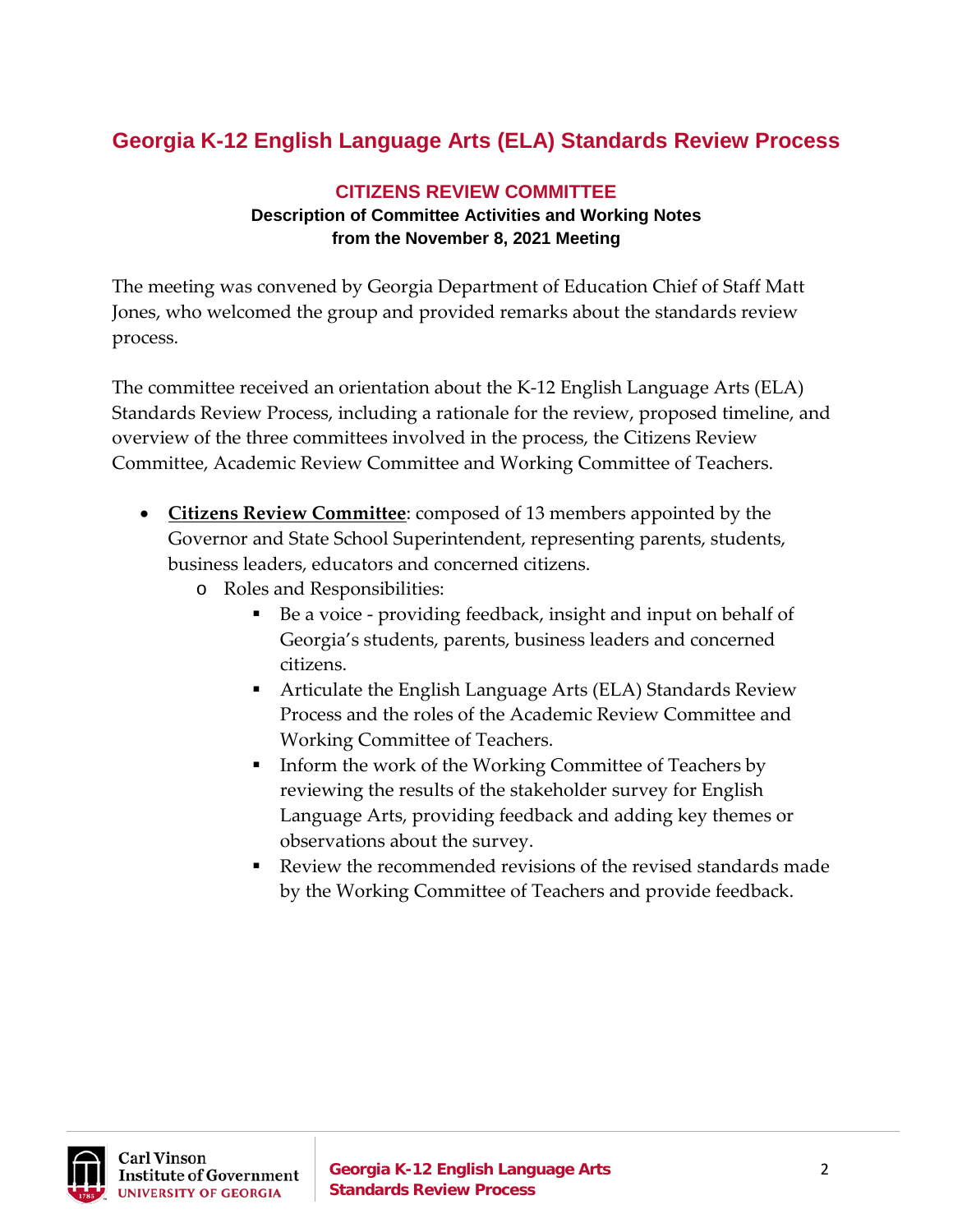## Georgia K-12 English Language Arts (ELA) Standards Review Process

### CITIZENS REVIEW COMMITTEE

**Description of Committee Activities and Working Notes from the November 8, 2021 Meeting**

The meeting was convened by Georgia Department of Education Chief of Staff Matt Jones, who welcomed the group and provided remarks about the standards review process.

The committee received an orientation about the K-12 English Language Arts (ELA) Standards Review Process, including a rationale for the review, proposed timeline, and overview of the three committees involved in the process, the Citizens Review Committee, Academic Review Committee and Working Committee of Teachers.

- **Citizens Review Committee**: composed of 13 members appointed by the Governor and State School Superintendent, representing parents, students, business leaders, educators and concerned citizens.
  - Roles and Responsibilities:
    - Be a voice - providing feedback, insight and input on behalf of Georgia's students, parents, business leaders and concerned citizens.
    - Articulate the English Language Arts (ELA) Standards Review Process and the roles of the Academic Review Committee and Working Committee of Teachers.
    - Inform the work of the Working Committee of Teachers by reviewing the results of the stakeholder survey for English Language Arts, providing feedback and adding key themes or observations about the survey.
    - Review the recommended revisions of the revised standards made by the Working Committee of Teachers and provide feedback.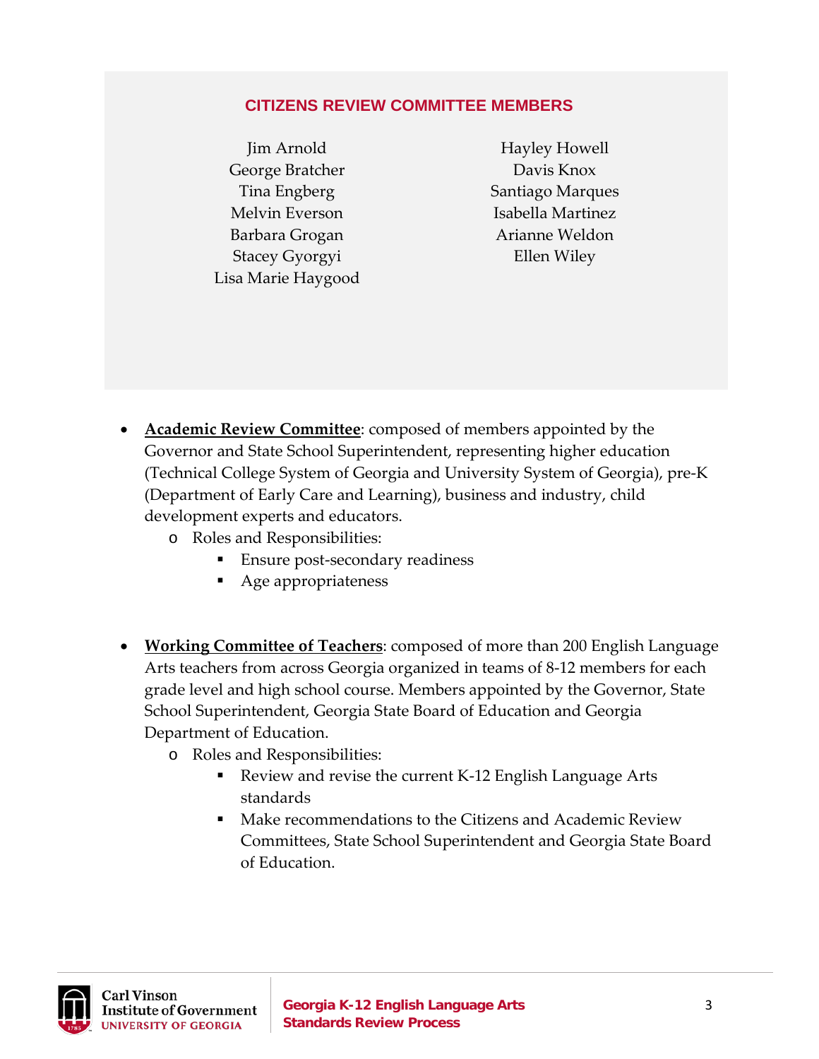### CITIZENS REVIEW COMMITTEE MEMBERS

Jim Arnold
George Bratcher
Tina Engberg
Melvin Everson
Barbara Grogan
Stacey Gyorgyi
Lisa Marie Haygood
Hayley Howell
Davis Knox
Santiago Marques
Isabella Martinez
Arianne Weldon
Ellen Wiley

- **Academic Review Committee**: composed of members appointed by the Governor and State School Superintendent, representing higher education (Technical College System of Georgia and University System of Georgia), pre-K (Department of Early Care and Learning), business and industry, child development experts and educators.
  - Roles and Responsibilities:
    - Ensure post-secondary readiness
    - Age appropriateness

- **Working Committee of Teachers**: composed of more than 200 English Language Arts teachers from across Georgia organized in teams of 8-12 members for each grade level and high school course. Members appointed by the Governor, State School Superintendent, Georgia State Board of Education and Georgia Department of Education.
  - Roles and Responsibilities:
    - Review and revise the current K-12 English Language Arts standards
    - Make recommendations to the Citizens and Academic Review Committees, State School Superintendent and Georgia State Board of Education.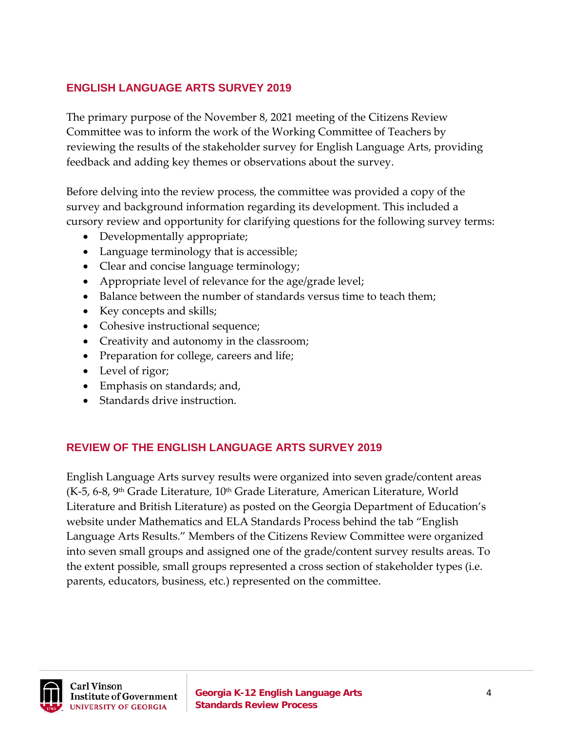## ENGLISH LANGUAGE ARTS SURVEY 2019

The primary purpose of the November 8, 2021 meeting of the Citizens Review Committee was to inform the work of the Working Committee of Teachers by reviewing the results of the stakeholder survey for English Language Arts, providing feedback and adding key themes or observations about the survey.

Before delving into the review process, the committee was provided a copy of the survey and background information regarding its development. This included a cursory review and opportunity for clarifying questions for the following survey terms:

- Developmentally appropriate;
- Language terminology that is accessible;
- Clear and concise language terminology;
- Appropriate level of relevance for the age/grade level;
- Balance between the number of standards versus time to teach them;
- Key concepts and skills;
- Cohesive instructional sequence;
- Creativity and autonomy in the classroom;
- Preparation for college, careers and life;
- Level of rigor;
- Emphasis on standards; and,
- Standards drive instruction.

## REVIEW OF THE ENGLISH LANGUAGE ARTS SURVEY 2019

English Language Arts survey results were organized into seven grade/content areas (K-5, 6-8, 9th Grade Literature, 10th Grade Literature, American Literature, World Literature and British Literature) as posted on the Georgia Department of Education's website under Mathematics and ELA Standards Process behind the tab "English Language Arts Results." Members of the Citizens Review Committee were organized into seven small groups and assigned one of the grade/content survey results areas. To the extent possible, small groups represented a cross section of stakeholder types (i.e. parents, educators, business, etc.) represented on the committee.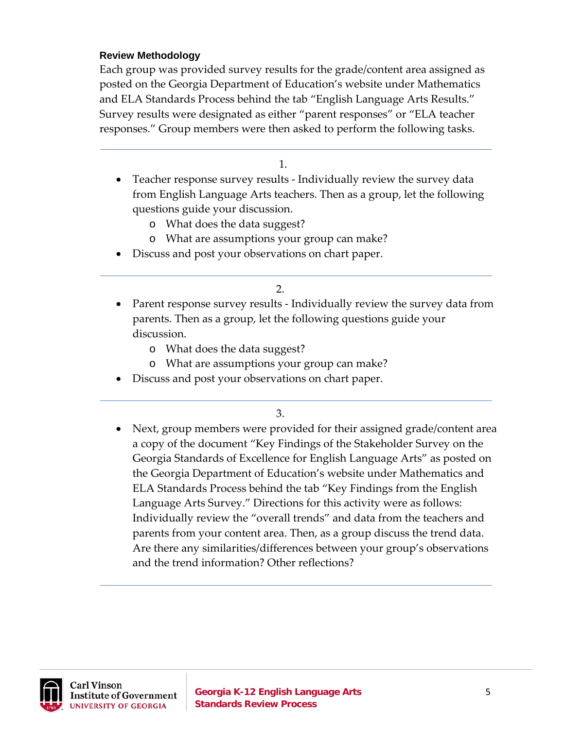### Review Methodology

Each group was provided survey results for the grade/content area assigned as posted on the Georgia Department of Education's website under Mathematics and ELA Standards Process behind the tab "English Language Arts Results." Survey results were designated as either "parent responses" or "ELA teacher responses." Group members were then asked to perform the following tasks.

---

1.

- Teacher response survey results - Individually review the survey data from English Language Arts teachers. Then as a group, let the following questions guide your discussion.
  - What does the data suggest?
  - What are assumptions your group can make?
- Discuss and post your observations on chart paper.

---

2.

- Parent response survey results - Individually review the survey data from parents. Then as a group, let the following questions guide your discussion.
  - What does the data suggest?
  - What are assumptions your group can make?
- Discuss and post your observations on chart paper.

---

3.

- Next, group members were provided for their assigned grade/content area a copy of the document "Key Findings of the Stakeholder Survey on the Georgia Standards of Excellence for English Language Arts" as posted on the Georgia Department of Education's website under Mathematics and ELA Standards Process behind the tab "Key Findings from the English Language Arts Survey." Directions for this activity were as follows: Individually review the "overall trends" and data from the teachers and parents from your content area. Then, as a group discuss the trend data. Are there any similarities/differences between your group's observations and the trend information? Other reflections?

---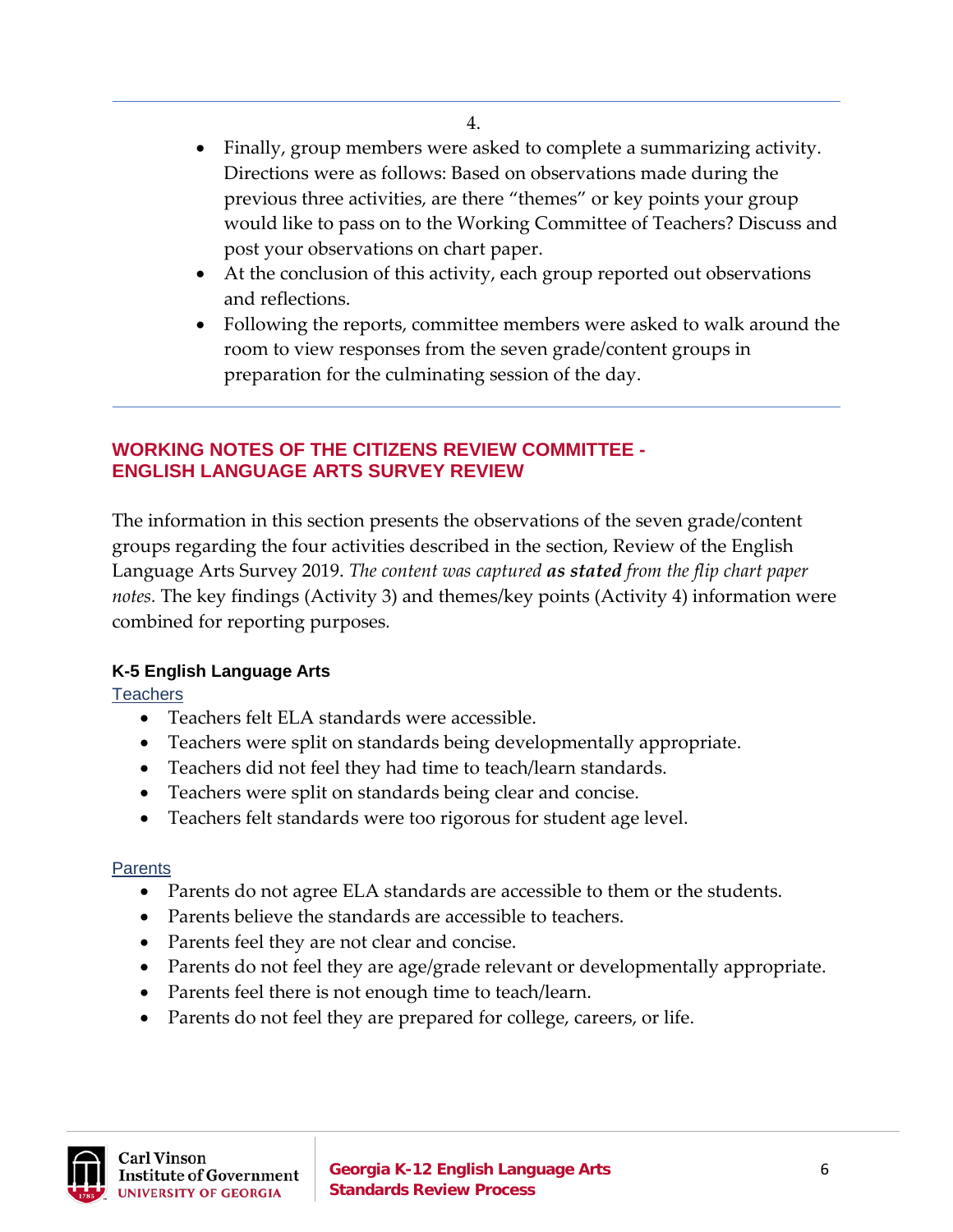4.

- Finally, group members were asked to complete a summarizing activity. Directions were as follows: Based on observations made during the previous three activities, are there "themes" or key points your group would like to pass on to the Working Committee of Teachers? Discuss and post your observations on chart paper.
- At the conclusion of this activity, each group reported out observations and reflections.
- Following the reports, committee members were asked to walk around the room to view responses from the seven grade/content groups in preparation for the culminating session of the day.

---

## WORKING NOTES OF THE CITIZENS REVIEW COMMITTEE - ENGLISH LANGUAGE ARTS SURVEY REVIEW

The information in this section presents the observations of the seven grade/content groups regarding the four activities described in the section, Review of the English Language Arts Survey 2019. *The content was captured **as stated** from the flip chart paper notes.* The key findings (Activity 3) and themes/key points (Activity 4) information were combined for reporting purposes.

### K-5 English Language Arts

Teachers

- Teachers felt ELA standards were accessible.
- Teachers were split on standards being developmentally appropriate.
- Teachers did not feel they had time to teach/learn standards.
- Teachers were split on standards being clear and concise.
- Teachers felt standards were too rigorous for student age level.

Parents

- Parents do not agree ELA standards are accessible to them or the students.
- Parents believe the standards are accessible to teachers.
- Parents feel they are not clear and concise.
- Parents do not feel they are age/grade relevant or developmentally appropriate.
- Parents feel there is not enough time to teach/learn.
- Parents do not feel they are prepared for college, careers, or life.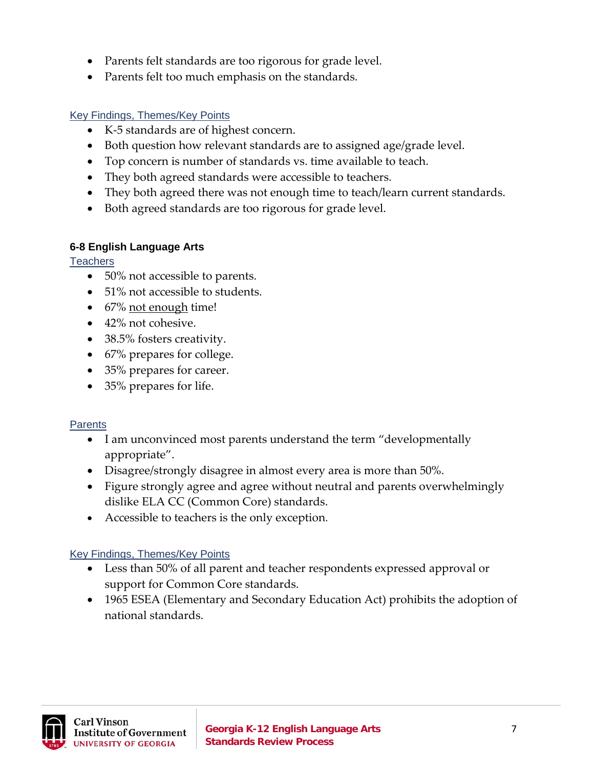- Parents felt standards are too rigorous for grade level.
- Parents felt too much emphasis on the standards.

Key Findings, Themes/Key Points

- K-5 standards are of highest concern.
- Both question how relevant standards are to assigned age/grade level.
- Top concern is number of standards vs. time available to teach.
- They both agreed standards were accessible to teachers.
- They both agreed there was not enough time to teach/learn current standards.
- Both agreed standards are too rigorous for grade level.

### 6-8 English Language Arts

Teachers

- 50% not accessible to parents.
- 51% not accessible to students.
- 67% <u>not enough</u> time!
- 42% not cohesive.
- 38.5% fosters creativity.
- 67% prepares for college.
- 35% prepares for career.
- 35% prepares for life.

Parents

- I am unconvinced most parents understand the term "developmentally appropriate".
- Disagree/strongly disagree in almost every area is more than 50%.
- Figure strongly agree and agree without neutral and parents overwhelmingly dislike ELA CC (Common Core) standards.
- Accessible to teachers is the only exception.

Key Findings, Themes/Key Points

- Less than 50% of all parent and teacher respondents expressed approval or support for Common Core standards.
- 1965 ESEA (Elementary and Secondary Education Act) prohibits the adoption of national standards.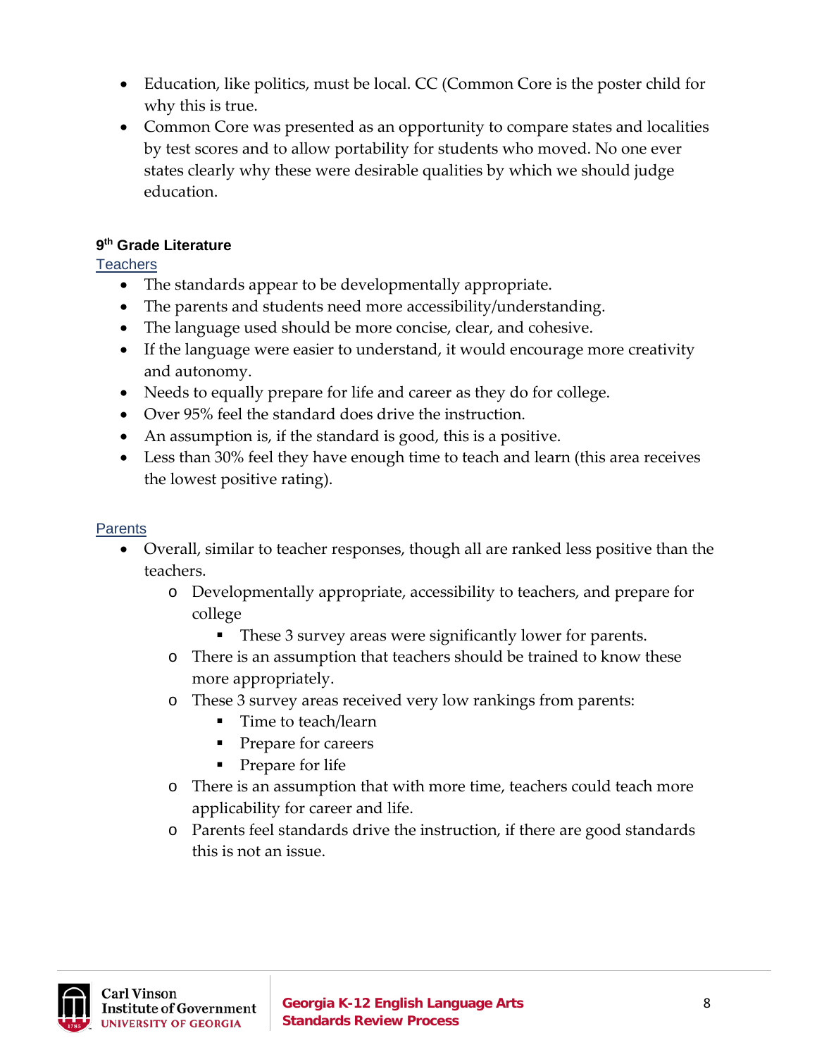- Education, like politics, must be local. CC (Common Core is the poster child for why this is true.
- Common Core was presented as an opportunity to compare states and localities by test scores and to allow portability for students who moved. No one ever states clearly why these were desirable qualities by which we should judge education.

### 9th Grade Literature

Teachers

- The standards appear to be developmentally appropriate.
- The parents and students need more accessibility/understanding.
- The language used should be more concise, clear, and cohesive.
- If the language were easier to understand, it would encourage more creativity and autonomy.
- Needs to equally prepare for life and career as they do for college.
- Over 95% feel the standard does drive the instruction.
- An assumption is, if the standard is good, this is a positive.
- Less than 30% feel they have enough time to teach and learn (this area receives the lowest positive rating).

Parents

- Overall, similar to teacher responses, though all are ranked less positive than the teachers.
  - Developmentally appropriate, accessibility to teachers, and prepare for college
    - These 3 survey areas were significantly lower for parents.
  - There is an assumption that teachers should be trained to know these more appropriately.
  - These 3 survey areas received very low rankings from parents:
    - Time to teach/learn
    - Prepare for careers
    - Prepare for life
  - There is an assumption that with more time, teachers could teach more applicability for career and life.
  - Parents feel standards drive the instruction, if there are good standards this is not an issue.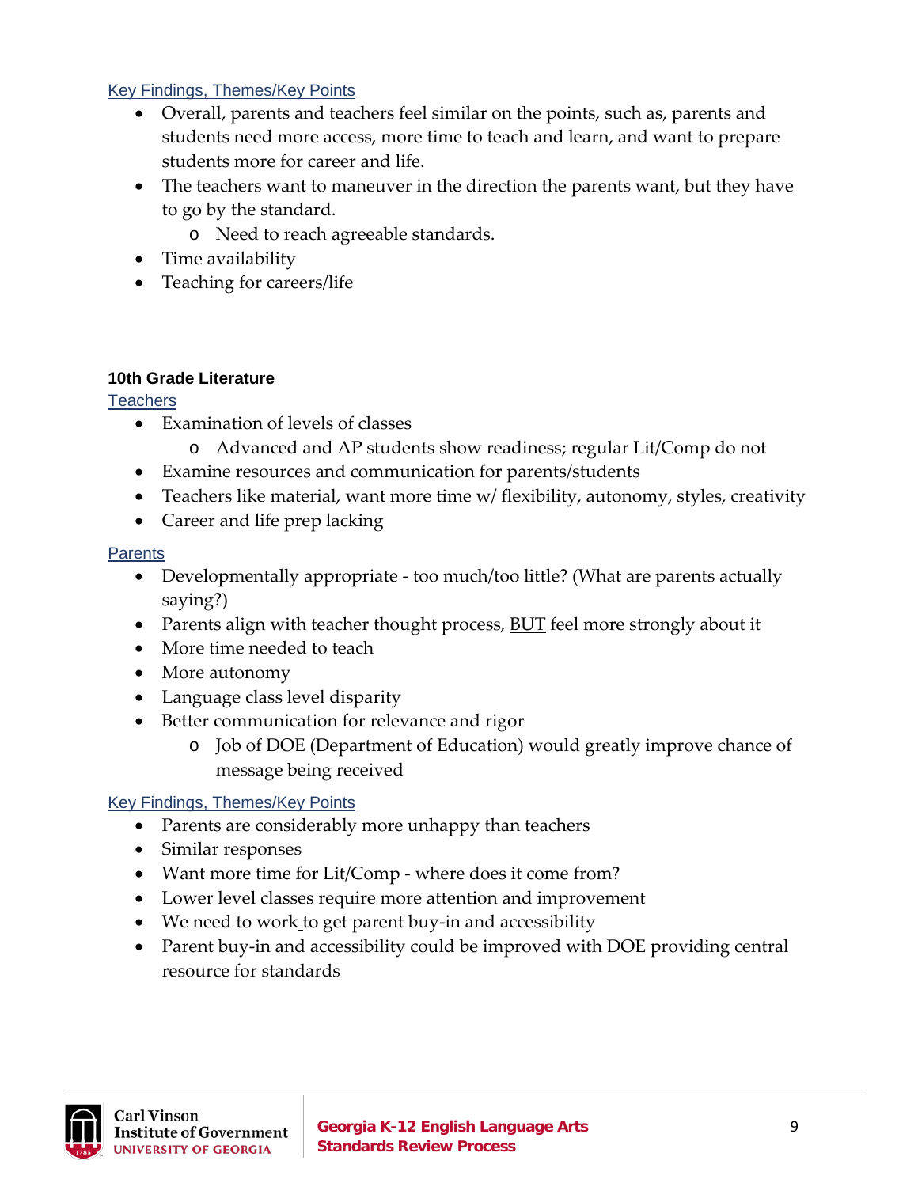Key Findings, Themes/Key Points

- Overall, parents and teachers feel similar on the points, such as, parents and students need more access, more time to teach and learn, and want to prepare students more for career and life.
- The teachers want to maneuver in the direction the parents want, but they have to go by the standard.
  - Need to reach agreeable standards.
- Time availability
- Teaching for careers/life

**10th Grade Literature**

Teachers

- Examination of levels of classes
  - Advanced and AP students show readiness; regular Lit/Comp do not
- Examine resources and communication for parents/students
- Teachers like material, want more time w/ flexibility, autonomy, styles, creativity
- Career and life prep lacking

Parents

- Developmentally appropriate - too much/too little? (What are parents actually saying?)
- Parents align with teacher thought process, <u>BUT</u> feel more strongly about it
- More time needed to teach
- More autonomy
- Language class level disparity
- Better communication for relevance and rigor
  - Job of DOE (Department of Education) would greatly improve chance of message being received

Key Findings, Themes/Key Points

- Parents are considerably more unhappy than teachers
- Similar responses
- Want more time for Lit/Comp - where does it come from?
- Lower level classes require more attention and improvement
- We need to work to get parent buy-in and accessibility
- Parent buy-in and accessibility could be improved with DOE providing central resource for standards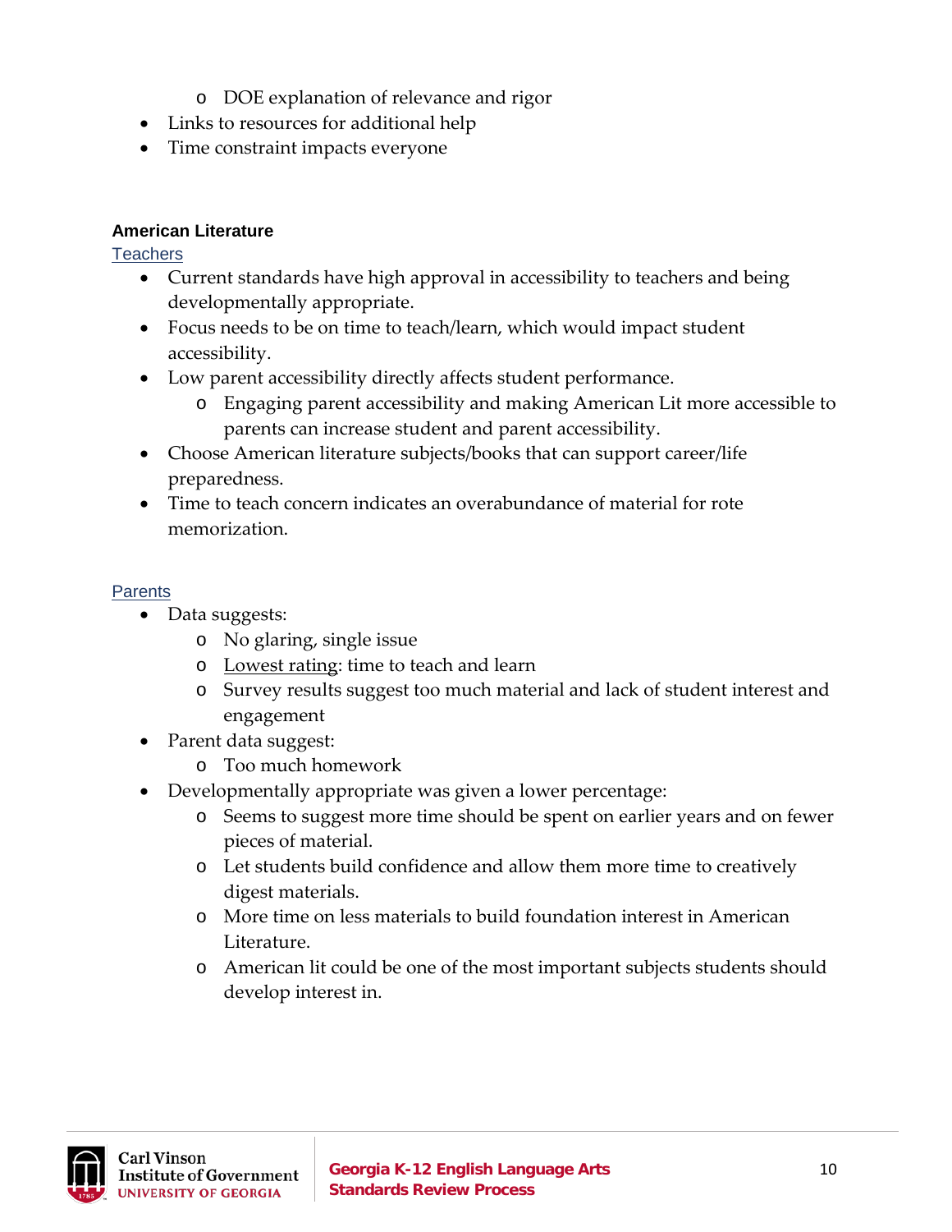- DOE explanation of relevance and rigor
- Links to resources for additional help
- Time constraint impacts everyone

**American Literature**

Teachers

- Current standards have high approval in accessibility to teachers and being developmentally appropriate.
- Focus needs to be on time to teach/learn, which would impact student accessibility.
- Low parent accessibility directly affects student performance.
    - Engaging parent accessibility and making American Lit more accessible to parents can increase student and parent accessibility.
- Choose American literature subjects/books that can support career/life preparedness.
- Time to teach concern indicates an overabundance of material for rote memorization.

Parents

- Data suggests:
    - No glaring, single issue
    - Lowest rating: time to teach and learn
    - Survey results suggest too much material and lack of student interest and engagement
- Parent data suggest:
    - Too much homework
- Developmentally appropriate was given a lower percentage:
    - Seems to suggest more time should be spent on earlier years and on fewer pieces of material.
    - Let students build confidence and allow them more time to creatively digest materials.
    - More time on less materials to build foundation interest in American Literature.
    - American lit could be one of the most important subjects students should develop interest in.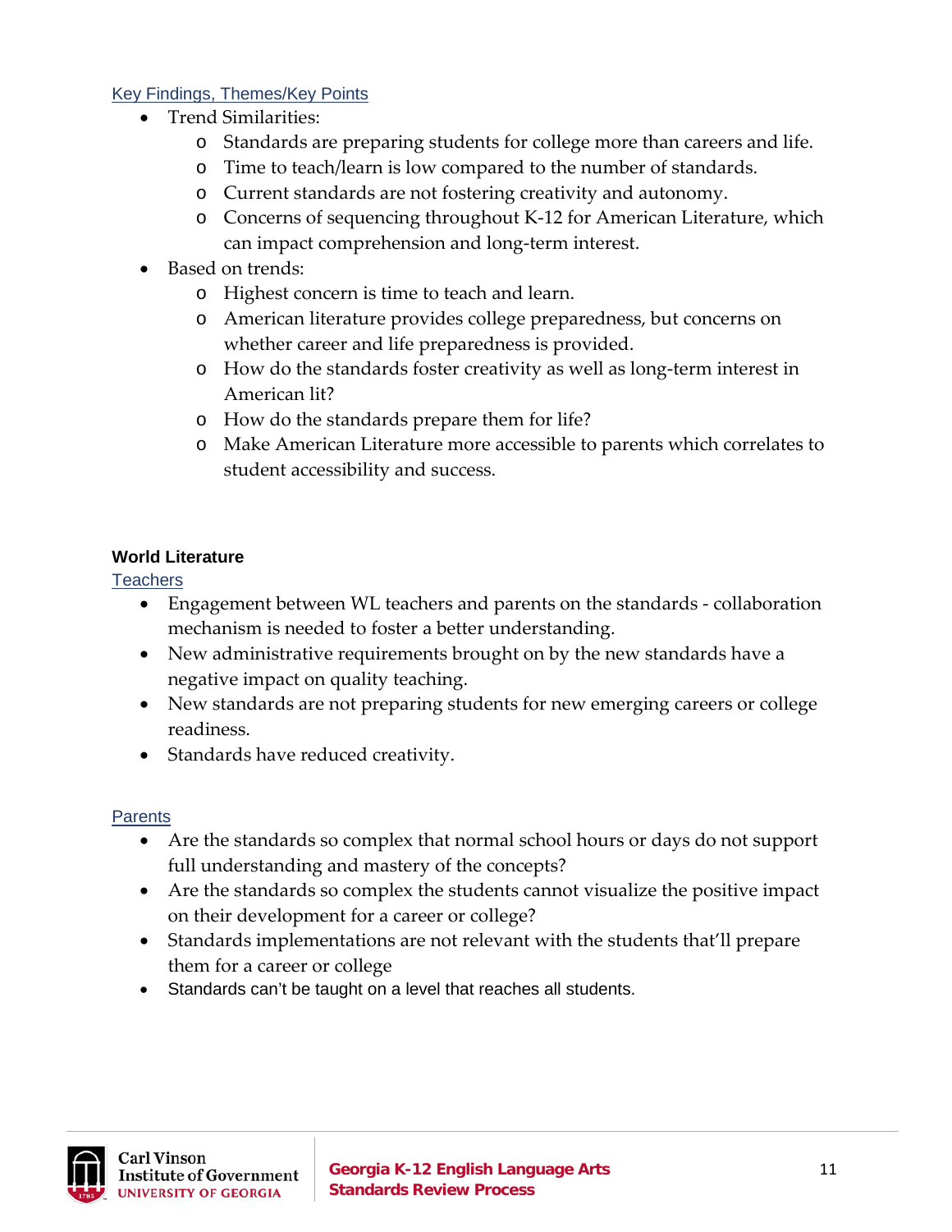Key Findings, Themes/Key Points

- Trend Similarities:
  - Standards are preparing students for college more than careers and life.
  - Time to teach/learn is low compared to the number of standards.
  - Current standards are not fostering creativity and autonomy.
  - Concerns of sequencing throughout K-12 for American Literature, which can impact comprehension and long-term interest.
- Based on trends:
  - Highest concern is time to teach and learn.
  - American literature provides college preparedness, but concerns on whether career and life preparedness is provided.
  - How do the standards foster creativity as well as long-term interest in American lit?
  - How do the standards prepare them for life?
  - Make American Literature more accessible to parents which correlates to student accessibility and success.

**World Literature**

Teachers

- Engagement between WL teachers and parents on the standards - collaboration mechanism is needed to foster a better understanding.
- New administrative requirements brought on by the new standards have a negative impact on quality teaching.
- New standards are not preparing students for new emerging careers or college readiness.
- Standards have reduced creativity.

Parents

- Are the standards so complex that normal school hours or days do not support full understanding and mastery of the concepts?
- Are the standards so complex the students cannot visualize the positive impact on their development for a career or college?
- Standards implementations are not relevant with the students that'll prepare them for a career or college
- Standards can't be taught on a level that reaches all students.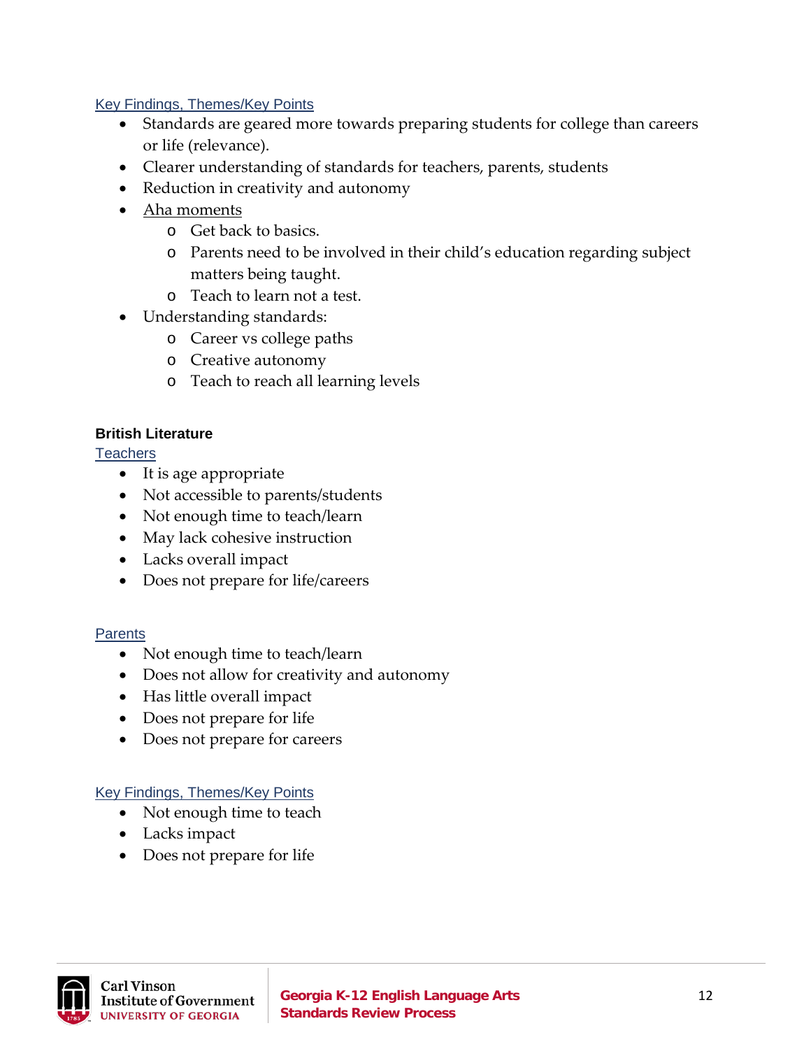Key Findings, Themes/Key Points

- Standards are geared more towards preparing students for college than careers or life (relevance).
- Clearer understanding of standards for teachers, parents, students
- Reduction in creativity and autonomy
- Aha moments
  - Get back to basics.
  - Parents need to be involved in their child's education regarding subject matters being taught.
  - Teach to learn not a test.
- Understanding standards:
  - Career vs college paths
  - Creative autonomy
  - Teach to reach all learning levels

**British Literature**

Teachers

- It is age appropriate
- Not accessible to parents/students
- Not enough time to teach/learn
- May lack cohesive instruction
- Lacks overall impact
- Does not prepare for life/careers

Parents

- Not enough time to teach/learn
- Does not allow for creativity and autonomy
- Has little overall impact
- Does not prepare for life
- Does not prepare for careers

Key Findings, Themes/Key Points

- Not enough time to teach
- Lacks impact
- Does not prepare for life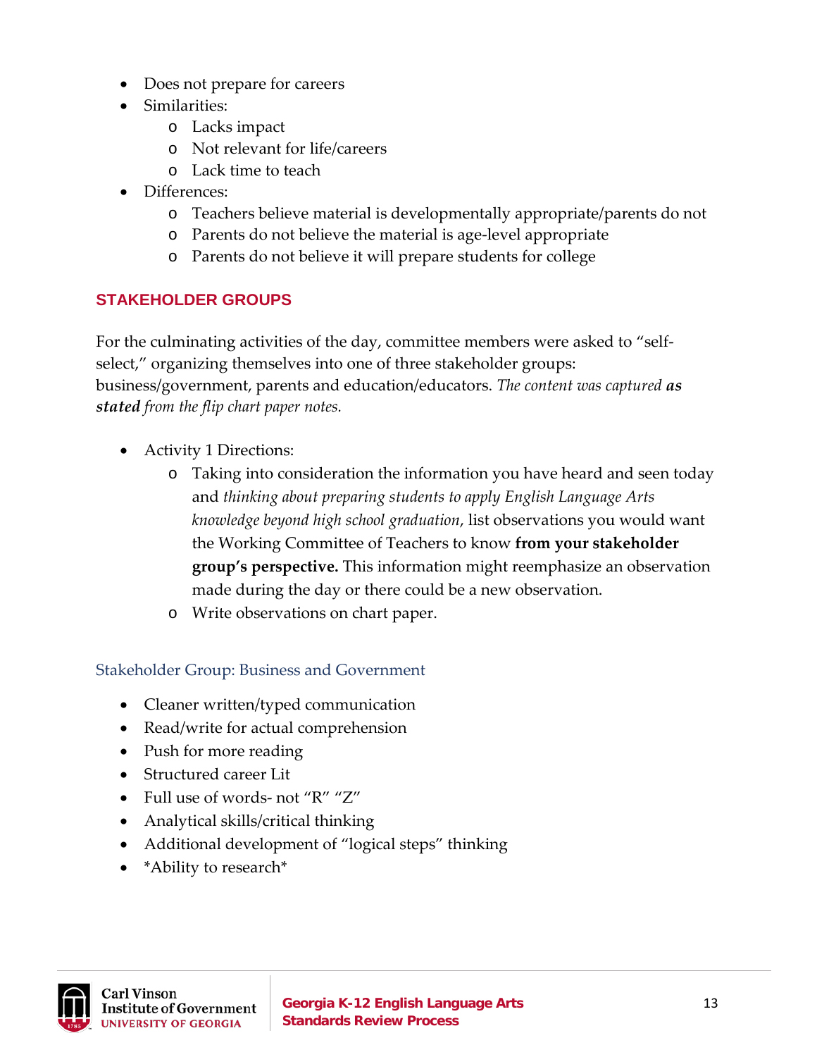- Does not prepare for careers
- Similarities:
  - Lacks impact
  - Not relevant for life/careers
  - Lack time to teach
- Differences:
  - Teachers believe material is developmentally appropriate/parents do not
  - Parents do not believe the material is age-level appropriate
  - Parents do not believe it will prepare students for college

## STAKEHOLDER GROUPS

For the culminating activities of the day, committee members were asked to "self-select," organizing themselves into one of three stakeholder groups: business/government, parents and education/educators. *The content was captured* ***as stated*** *from the flip chart paper notes.*

- Activity 1 Directions:
  - Taking into consideration the information you have heard and seen today and *thinking about preparing students to apply English Language Arts knowledge beyond high school graduation*, list observations you would want the Working Committee of Teachers to know **from your stakeholder group's perspective.** This information might reemphasize an observation made during the day or there could be a new observation.
  - Write observations on chart paper.

### Stakeholder Group: Business and Government

- Cleaner written/typed communication
- Read/write for actual comprehension
- Push for more reading
- Structured career Lit
- Full use of words- not "R" "Z"
- Analytical skills/critical thinking
- Additional development of "logical steps" thinking
- *Ability to research*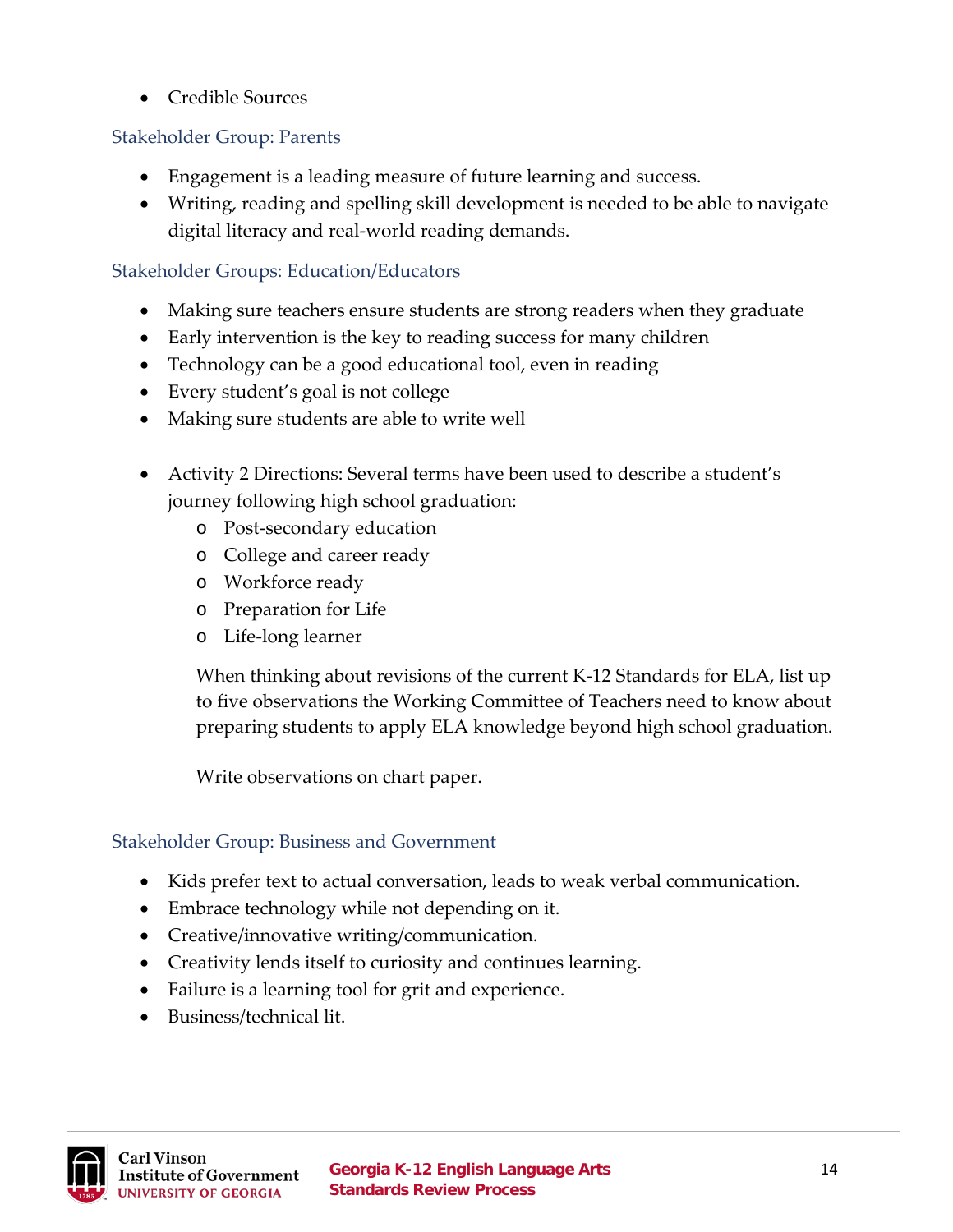- Credible Sources

### Stakeholder Group: Parents

- Engagement is a leading measure of future learning and success.
- Writing, reading and spelling skill development is needed to be able to navigate digital literacy and real-world reading demands.

### Stakeholder Groups: Education/Educators

- Making sure teachers ensure students are strong readers when they graduate
- Early intervention is the key to reading success for many children
- Technology can be a good educational tool, even in reading
- Every student's goal is not college
- Making sure students are able to write well

- Activity 2 Directions: Several terms have been used to describe a student's journey following high school graduation:
  - Post-secondary education
  - College and career ready
  - Workforce ready
  - Preparation for Life
  - Life-long learner

  When thinking about revisions of the current K-12 Standards for ELA, list up to five observations the Working Committee of Teachers need to know about preparing students to apply ELA knowledge beyond high school graduation.

  Write observations on chart paper.

### Stakeholder Group: Business and Government

- Kids prefer text to actual conversation, leads to weak verbal communication.
- Embrace technology while not depending on it.
- Creative/innovative writing/communication.
- Creativity lends itself to curiosity and continues learning.
- Failure is a learning tool for grit and experience.
- Business/technical lit.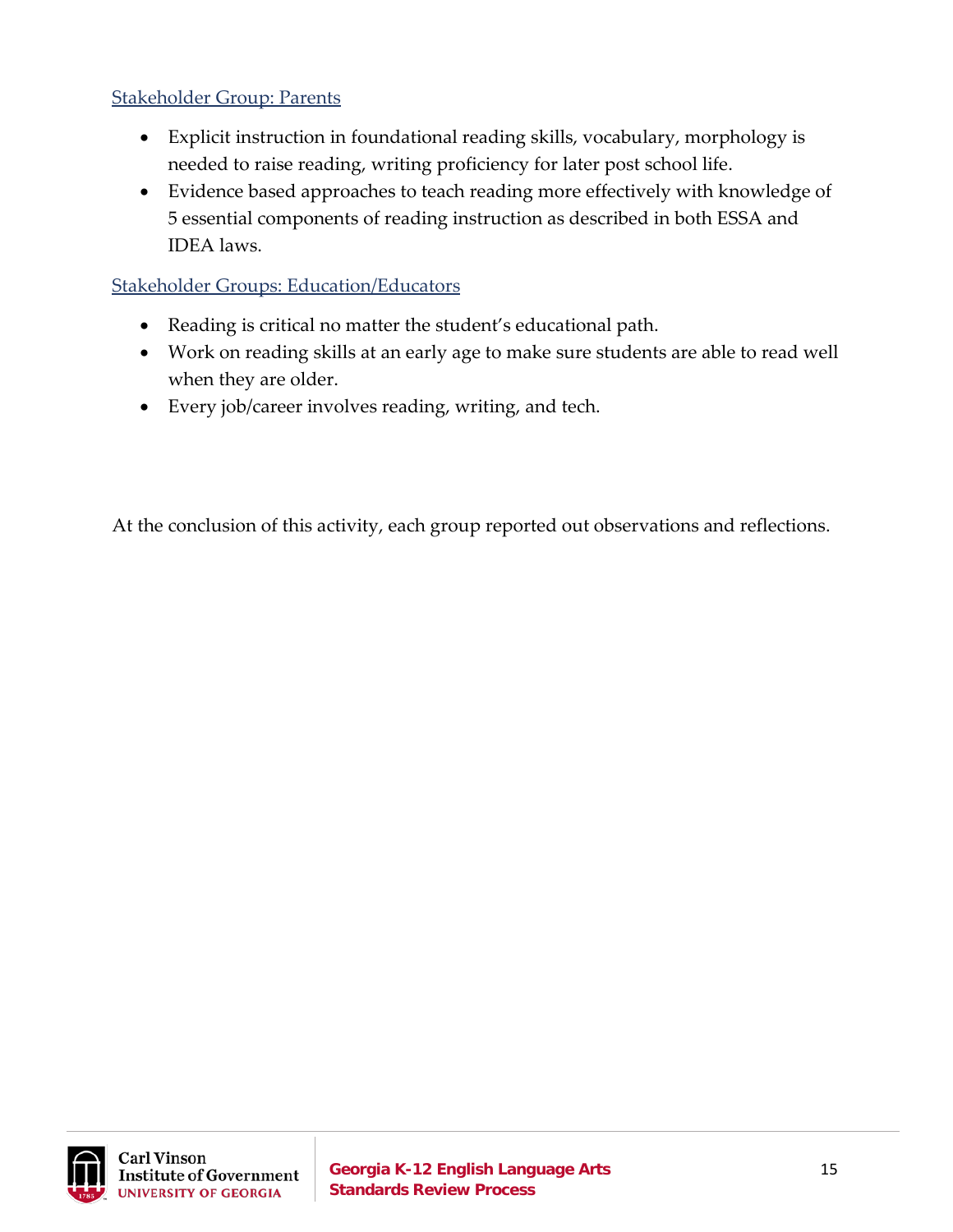Stakeholder Group: Parents

- Explicit instruction in foundational reading skills, vocabulary, morphology is needed to raise reading, writing proficiency for later post school life.
- Evidence based approaches to teach reading more effectively with knowledge of 5 essential components of reading instruction as described in both ESSA and IDEA laws.

Stakeholder Groups: Education/Educators

- Reading is critical no matter the student's educational path.
- Work on reading skills at an early age to make sure students are able to read well when they are older.
- Every job/career involves reading, writing, and tech.

At the conclusion of this activity, each group reported out observations and reflections.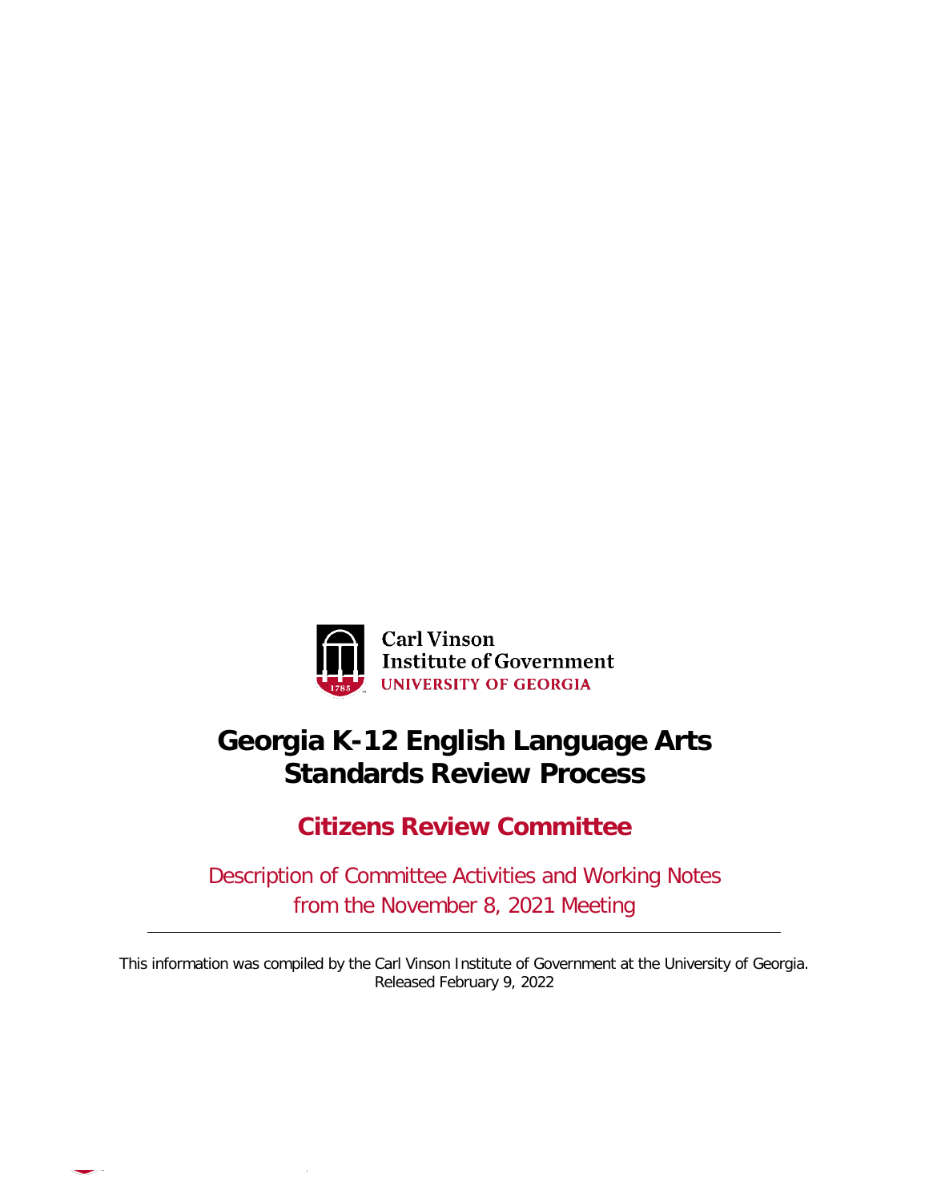Carl Vinson
Institute of Government
UNIVERSITY OF GEORGIA

# Georgia K-12 English Language Arts Standards Review Process

## Citizens Review Committee

Description of Committee Activities and Working Notes from the November 8, 2021 Meeting

---

This information was compiled by the Carl Vinson Institute of Government at the University of Georgia.
Released February 9, 2022